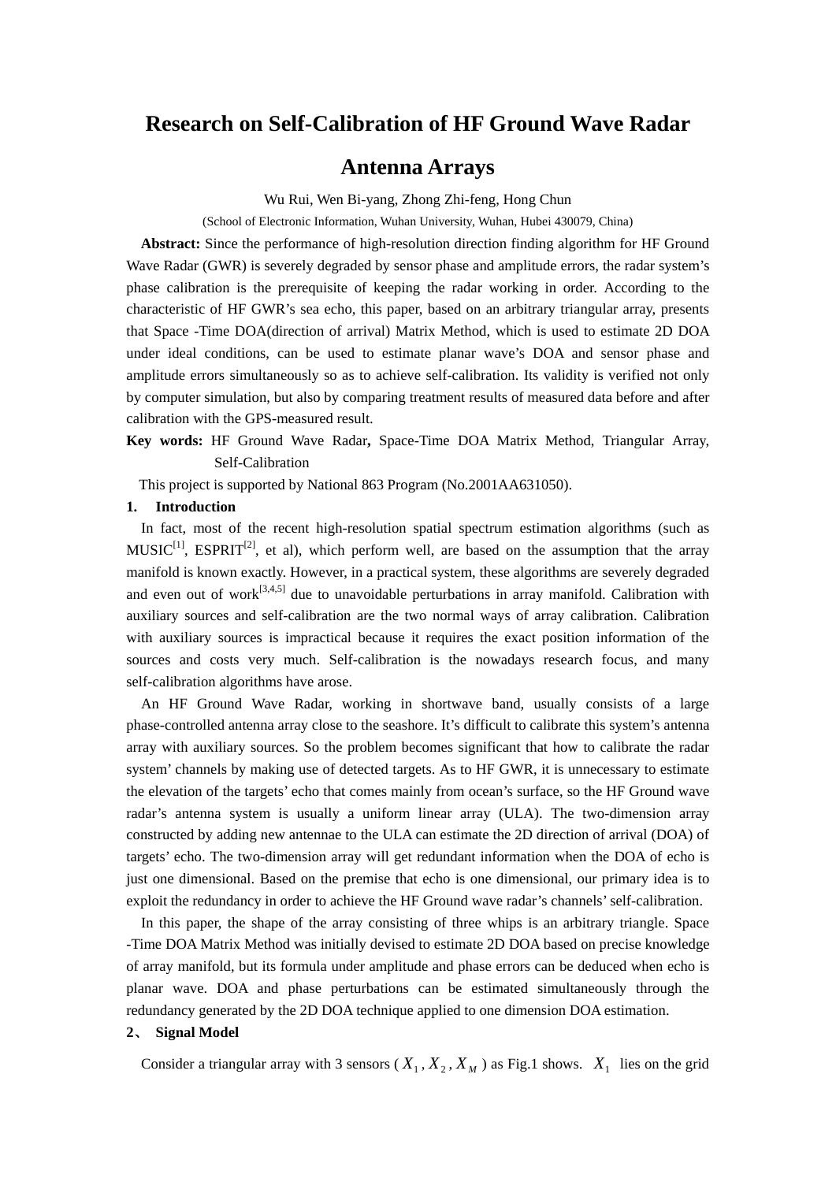# Research on Self-Calibration of HF Ground Wave Radar Antenna Arrays

Wu Rui, Wen Bi-yang, Zhong Zhi-feng, Hong Chun

(School of Electronic Information, Wuhan University, Wuhan, Hubei 430079, China)

**Abstract:** Since the performance of high-resolution direction finding algorithm for HF Ground Wave Radar (GWR) is severely degraded by sensor phase and amplitude errors, the radar system's phase calibration is the prerequisite of keeping the radar working in order. According to the characteristic of HF GWR's sea echo, this paper, based on an arbitrary triangular array, presents that Space -Time DOA(direction of arrival) Matrix Method, which is used to estimate 2D DOA under ideal conditions, can be used to estimate planar wave's DOA and sensor phase and amplitude errors simultaneously so as to achieve self-calibration. Its validity is verified not only by computer simulation, but also by comparing treatment results of measured data before and after calibration with the GPS-measured result.

**Key words:** HF Ground Wave Radar**,** Space-Time DOA Matrix Method, Triangular Array, Self-Calibration

This project is supported by National 863 Program (No.2001AA631050).

## 1. Introduction

In fact, most of the recent high-resolution spatial spectrum estimation algorithms (such as MUSIC[1], ESPRIT[2], et al), which perform well, are based on the assumption that the array manifold is known exactly. However, in a practical system, these algorithms are severely degraded and even out of work[3,4,5] due to unavoidable perturbations in array manifold. Calibration with auxiliary sources and self-calibration are the two normal ways of array calibration. Calibration with auxiliary sources is impractical because it requires the exact position information of the sources and costs very much. Self-calibration is the nowadays research focus, and many self-calibration algorithms have arose.

An HF Ground Wave Radar, working in shortwave band, usually consists of a large phase-controlled antenna array close to the seashore. It's difficult to calibrate this system's antenna array with auxiliary sources. So the problem becomes significant that how to calibrate the radar system' channels by making use of detected targets. As to HF GWR, it is unnecessary to estimate the elevation of the targets' echo that comes mainly from ocean's surface, so the HF Ground wave radar's antenna system is usually a uniform linear array (ULA). The two-dimension array constructed by adding new antennae to the ULA can estimate the 2D direction of arrival (DOA) of targets' echo. The two-dimension array will get redundant information when the DOA of echo is just one dimensional. Based on the premise that echo is one dimensional, our primary idea is to exploit the redundancy in order to achieve the HF Ground wave radar's channels' self-calibration.

In this paper, the shape of the array consisting of three whips is an arbitrary triangle. Space -Time DOA Matrix Method was initially devised to estimate 2D DOA based on precise knowledge of array manifold, but its formula under amplitude and phase errors can be deduced when echo is planar wave. DOA and phase perturbations can be estimated simultaneously through the redundancy generated by the 2D DOA technique applied to one dimension DOA estimation.

## 2、 Signal Model

Consider a triangular array with 3 sensors ( $X_1$ , $X_2$ , $X_M$ ) as Fig.1 shows. $X_1$ lies on the grid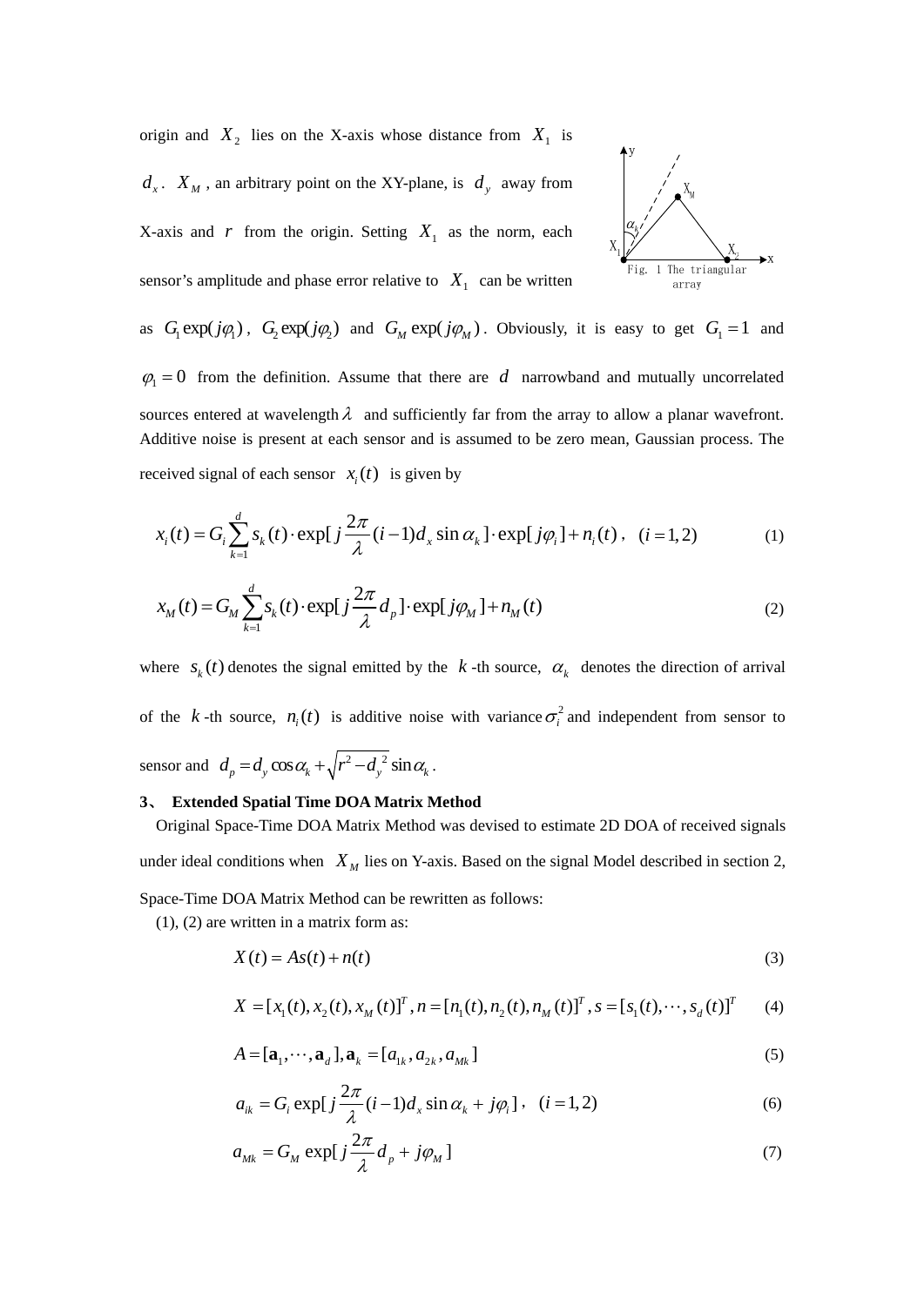origin and $X_2$ lies on the X-axis whose distance from $X_1$ is $d_x$. $X_M$, an arbitrary point on the XY-plane, is $d_y$ away from X-axis and $r$ from the origin. Setting $X_1$ as the norm, each sensor's amplitude and phase error relative to $X_1$ can be written as $G_1\exp(j\varphi_1)$, $G_2\exp(j\varphi_2)$ and $G_M\exp(j\varphi_M)$. Obviously, it is easy to get $G_1 = 1$ and $\varphi_1 = 0$ from the definition. Assume that there are $d$ narrowband and mutually uncorrelated sources entered at wavelength $\lambda$ and sufficiently far from the array to allow a planar wavefront. Additive noise is present at each sensor and is assumed to be zero mean, Gaussian process. The received signal of each sensor $x_i(t)$ is given by

Fig. 1 The triangular array

$$x_i(t) = G_i \sum_{k=1}^{d} s_k(t) \cdot \exp[j\frac{2\pi}{\lambda}(i-1)d_x \sin\alpha_k] \cdot \exp[j\varphi_i] + n_i(t), \quad (i = 1, 2) \tag{1}$$

$$x_M(t) = G_M \sum_{k=1}^{d} s_k(t) \cdot \exp[j\frac{2\pi}{\lambda}d_p] \cdot \exp[j\varphi_M] + n_M(t) \tag{2}$$

where $s_k(t)$ denotes the signal emitted by the $k$-th source, $\alpha_k$ denotes the direction of arrival of the $k$-th source, $n_i(t)$ is additive noise with variance $\sigma_i^2$ and independent from sensor to sensor and $d_p = d_y\cos\alpha_k + \sqrt{r^2 - d_y^{\,2}}\sin\alpha_k$.

## 3、 Extended Spatial Time DOA Matrix Method

Original Space-Time DOA Matrix Method was devised to estimate 2D DOA of received signals under ideal conditions when $X_M$ lies on Y-axis. Based on the signal Model described in section 2, Space-Time DOA Matrix Method can be rewritten as follows:

(1), (2) are written in a matrix form as:

$$X(t) = As(t) + n(t) \tag{3}$$

$$X = [x_1(t), x_2(t), x_M(t)]^T, n = [n_1(t), n_2(t), n_M(t)]^T, s = [s_1(t), \cdots, s_d(t)]^T \tag{4}$$

$$A = [\mathbf{a}_1, \cdots, \mathbf{a}_d], \mathbf{a}_k = [a_{1k}, a_{2k}, a_{Mk}] \tag{5}$$

$$a_{ik} = G_i \exp[j\frac{2\pi}{\lambda}(i-1)d_x \sin\alpha_k + j\varphi_i], \quad (i = 1, 2) \tag{6}$$

$$a_{Mk} = G_M \exp[j\frac{2\pi}{\lambda}d_p + j\varphi_M] \tag{7}$$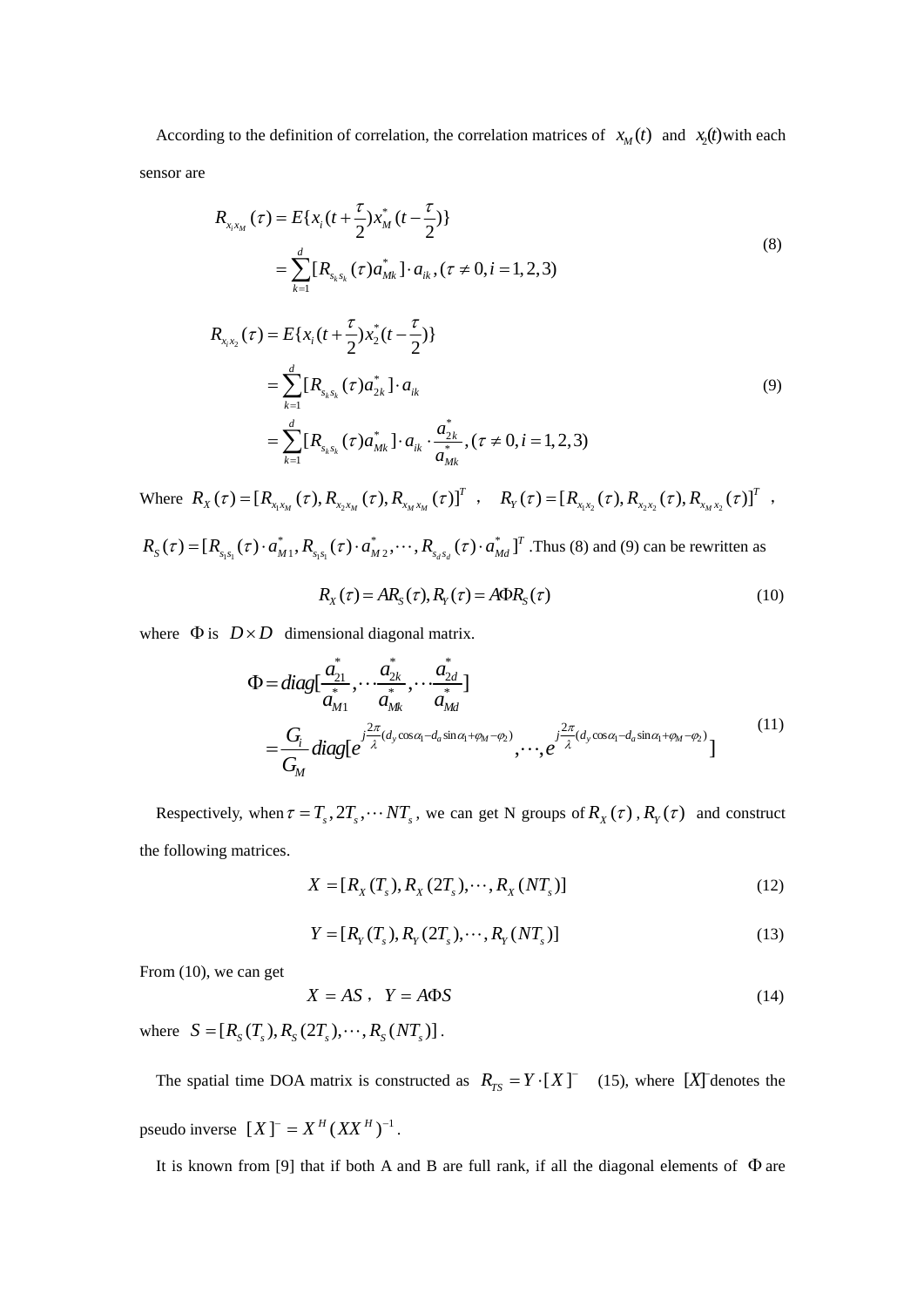According to the definition of correlation, the correlation matrices of $x_M(t)$ and $x_2(t)$ with each sensor are

$$
\begin{aligned}
R_{x_i x_M}(\tau) &= E\{x_i(t+\frac{\tau}{2})x_M^*(t-\frac{\tau}{2})\} \\
&= \sum_{k=1}^{d}[R_{s_k s_k}(\tau)a_{Mk}^*]\cdot a_{ik}, (\tau \neq 0, i=1,2,3)
\end{aligned} \tag{8}
$$

$$
\begin{aligned}
R_{x_i x_2}(\tau) &= E\{x_i(t+\frac{\tau}{2})x_2^*(t-\frac{\tau}{2})\} \\
&= \sum_{k=1}^{d}[R_{s_k s_k}(\tau)a_{2k}^*]\cdot a_{ik} \\
&= \sum_{k=1}^{d}[R_{s_k s_k}(\tau)a_{Mk}^*]\cdot a_{ik}\cdot\frac{a_{2k}^*}{a_{Mk}^*}, (\tau \neq 0, i=1,2,3)
\end{aligned} \tag{9}
$$

Where $R_X(\tau)=[R_{x_1 x_M}(\tau), R_{x_2 x_M}(\tau), R_{x_M x_M}(\tau)]^T$ , $R_Y(\tau)=[R_{x_1 x_2}(\tau), R_{x_2 x_2}(\tau), R_{x_M x_2}(\tau)]^T$ , $R_S(\tau)=[R_{s_1 s_1}(\tau)\cdot a_{M1}^*, R_{s_1 s_1}(\tau)\cdot a_{M2}^*, \cdots, R_{s_d s_d}(\tau)\cdot a_{Md}^*]^T$ .Thus (8) and (9) can be rewritten as

$$
R_X(\tau)=AR_S(\tau), R_Y(\tau)=A\Phi R_S(\tau) \tag{10}
$$

where $\Phi$ is $D\times D$ dimensional diagonal matrix.

$$
\begin{aligned}
\Phi &= diag[\frac{a_{21}^*}{a_{M1}^*},\cdots\frac{a_{2k}^*}{a_{Mk}^*},\cdots\frac{a_{2d}^*}{a_{Md}^*}] \\
&= \frac{G_i}{G_M}diag[e^{j\frac{2\pi}{\lambda}(d_y\cos\alpha_1-d_a\sin\alpha_1+\varphi_M-\varphi_2)},\cdots,e^{j\frac{2\pi}{\lambda}(d_y\cos\alpha_1-d_a\sin\alpha_1+\varphi_M-\varphi_2)}]
\end{aligned} \tag{11}
$$

Respectively, when $\tau = T_s, 2T_s, \cdots NT_s$, we can get N groups of $R_X(\tau)$ , $R_Y(\tau)$ and construct the following matrices.

$$
X=[R_X(T_s), R_X(2T_s),\cdots,R_X(NT_s)] \tag{12}
$$

$$
Y=[R_Y(T_s), R_Y(2T_s),\cdots,R_Y(NT_s)] \tag{13}
$$

From (10), we can get

$$
X=AS\ ,\ \ Y=A\Phi S \tag{14}
$$

where $S=[R_S(T_s), R_S(2T_s),\cdots,R_S(NT_s)]$ .

The spatial time DOA matrix is constructed as $R_{TS}=Y\cdot[X]^-$ (15), where $[X]^-$ denotes the pseudo inverse $[X]^-=X^H(XX^H)^{-1}$ .

It is known from [9] that if both A and B are full rank, if all the diagonal elements of $\Phi$ are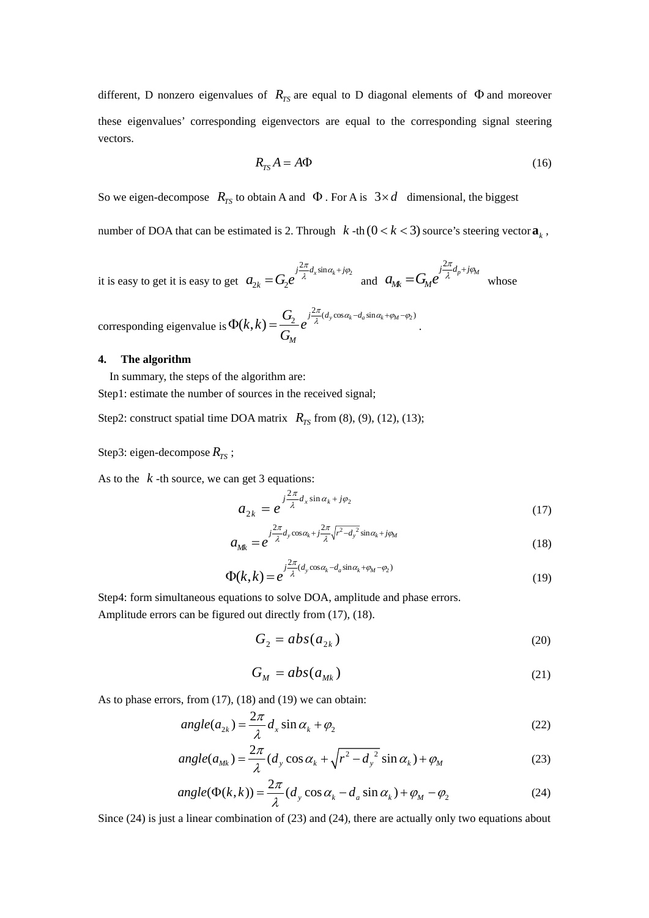different, D nonzero eigenvalues of $R_{TS}$ are equal to D diagonal elements of $\Phi$ and moreover these eigenvalues' corresponding eigenvectors are equal to the corresponding signal steering vectors.

$$R_{TS} A = A\Phi \tag{16}$$

So we eigen-decompose $R_{TS}$ to obtain A and $\Phi$. For A is $3 \times d$ dimensional, the biggest number of DOA that can be estimated is 2. Through $k$-th $(0 < k < 3)$ source's steering vector $\mathbf{a}_k$,

it is easy to get it is easy to get $a_{2k} = G_2 e^{j\frac{2\pi}{\lambda} d_x \sin\alpha_k + j\varphi_2}$ and $a_{Mk} = G_M e^{j\frac{2\pi}{\lambda} d_p + j\varphi_M}$ whose

corresponding eigenvalue is $\Phi(k,k) = \dfrac{G_2}{G_M} e^{j\frac{2\pi}{\lambda}(d_y \cos\alpha_k - d_a \sin\alpha_k + \varphi_M - \varphi_2)}$.

**4. The algorithm**

In summary, the steps of the algorithm are:

Step1: estimate the number of sources in the received signal;

Step2: construct spatial time DOA matrix $R_{TS}$ from (8), (9), (12), (13);

Step3: eigen-decompose $R_{TS}$;

As to the $k$-th source, we can get 3 equations:

$$a_{2k} = e^{j\frac{2\pi}{\lambda} d_x \sin\alpha_k + j\varphi_2} \tag{17}$$

$$a_{Mk} = e^{j\frac{2\pi}{\lambda} d_y \cos\alpha_k + j\frac{2\pi}{\lambda}\sqrt{r^2 - d_y{}^2}\sin\alpha_k + j\varphi_M} \tag{18}$$

$$\Phi(k,k) = e^{j\frac{2\pi}{\lambda}(d_y \cos\alpha_k - d_a \sin\alpha_k + \varphi_M - \varphi_2)} \tag{19}$$

Step4: form simultaneous equations to solve DOA, amplitude and phase errors.

Amplitude errors can be figured out directly from (17), (18).

$$G_2 = abs(a_{2k}) \tag{20}$$

$$G_M = abs(a_{Mk}) \tag{21}$$

As to phase errors, from (17), (18) and (19) we can obtain:

$$angle(a_{2k}) = \frac{2\pi}{\lambda} d_x \sin\alpha_k + \varphi_2 \tag{22}$$

$$angle(a_{Mk}) = \frac{2\pi}{\lambda}(d_y \cos\alpha_k + \sqrt{r^2 - d_y{}^2}\sin\alpha_k) + \varphi_M \tag{23}$$

$$angle(\Phi(k,k)) = \frac{2\pi}{\lambda}(d_y \cos\alpha_k - d_a \sin\alpha_k) + \varphi_M - \varphi_2 \tag{24}$$

Since (24) is just a linear combination of (23) and (24), there are actually only two equations about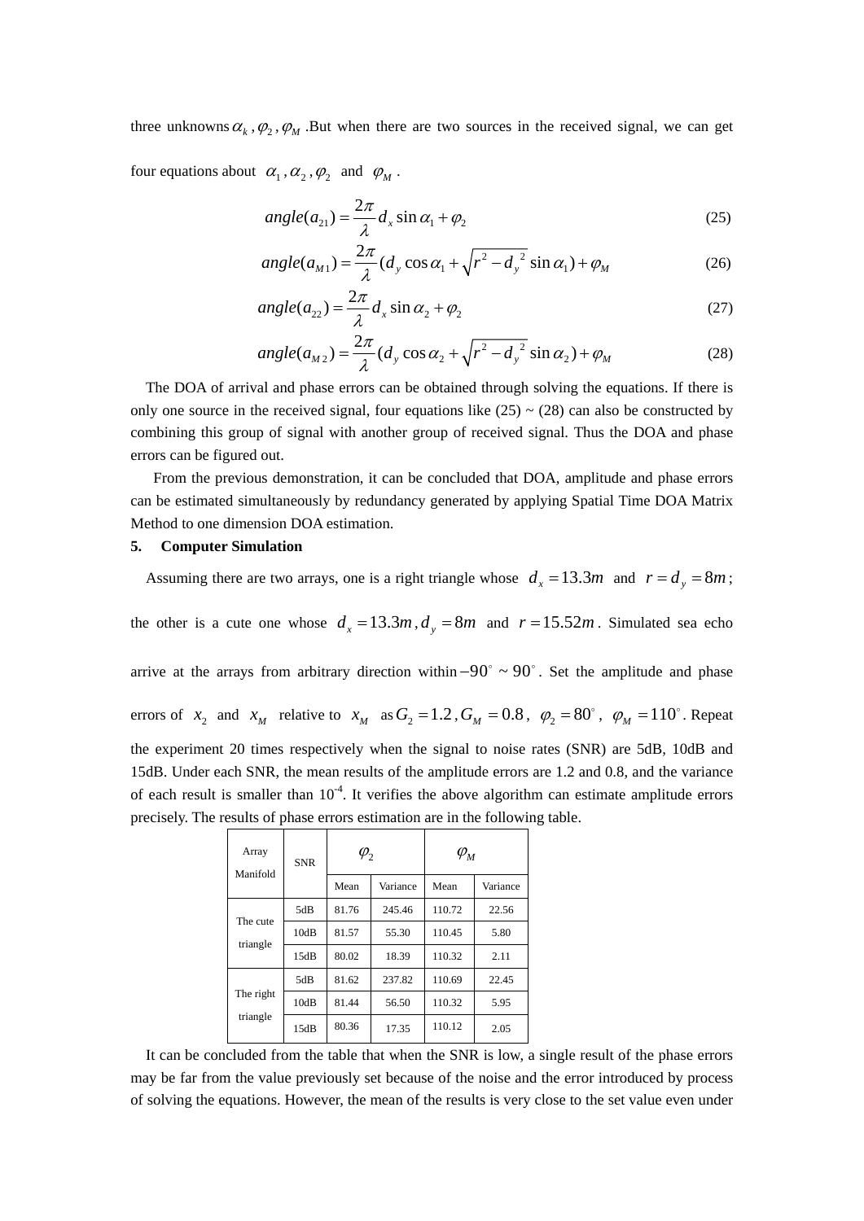three unknowns $\alpha_k, \varphi_2, \varphi_M$ .But when there are two sources in the received signal, we can get four equations about $\alpha_1, \alpha_2, \varphi_2$ and $\varphi_M$ .

$$angle(a_{21}) = \frac{2\pi}{\lambda} d_x \sin\alpha_1 + \varphi_2 \tag{25}$$

$$angle(a_{M1}) = \frac{2\pi}{\lambda} (d_y \cos\alpha_1 + \sqrt{r^2 - {d_y}^2} \sin\alpha_1) + \varphi_M \tag{26}$$

$$angle(a_{22}) = \frac{2\pi}{\lambda} d_x \sin\alpha_2 + \varphi_2 \tag{27}$$

$$angle(a_{M2}) = \frac{2\pi}{\lambda} (d_y \cos\alpha_2 + \sqrt{r^2 - {d_y}^2} \sin\alpha_2) + \varphi_M \tag{28}$$

The DOA of arrival and phase errors can be obtained through solving the equations. If there is only one source in the received signal, four equations like (25) ~ (28) can also be constructed by combining this group of signal with another group of received signal. Thus the DOA and phase errors can be figured out.

From the previous demonstration, it can be concluded that DOA, amplitude and phase errors can be estimated simultaneously by redundancy generated by applying Spatial Time DOA Matrix Method to one dimension DOA estimation.

**5. Computer Simulation**

Assuming there are two arrays, one is a right triangle whose $d_x = 13.3m$ and $r = d_y = 8m$; the other is a cute one whose $d_x = 13.3m, d_y = 8m$ and $r = 15.52m$. Simulated sea echo arrive at the arrays from arbitrary direction within $-90^\circ \sim 90^\circ$. Set the amplitude and phase errors of $x_2$ and $x_M$ relative to $x_M$ as $G_2 = 1.2, G_M = 0.8$, $\varphi_2 = 80^\circ$, $\varphi_M = 110^\circ$. Repeat the experiment 20 times respectively when the signal to noise rates (SNR) are 5dB, 10dB and 15dB. Under each SNR, the mean results of the amplitude errors are 1.2 and 0.8, and the variance of each result is smaller than $10^{-4}$. It verifies the above algorithm can estimate amplitude errors precisely. The results of phase errors estimation are in the following table.

| Array Manifold | SNR | $\varphi_2$ | | $\varphi_M$ | |
|---|---|---|---|---|---|
| | | Mean | Variance | Mean | Variance |
| The cute triangle | 5dB | 81.76 | 245.46 | 110.72 | 22.56 |
| | 10dB | 81.57 | 55.30 | 110.45 | 5.80 |
| | 15dB | 80.02 | 18.39 | 110.32 | 2.11 |
| The right triangle | 5dB | 81.62 | 237.82 | 110.69 | 22.45 |
| | 10dB | 81.44 | 56.50 | 110.32 | 5.95 |
| | 15dB | 80.36 | 17.35 | 110.12 | 2.05 |

It can be concluded from the table that when the SNR is low, a single result of the phase errors may be far from the value previously set because of the noise and the error introduced by process of solving the equations. However, the mean of the results is very close to the set value even under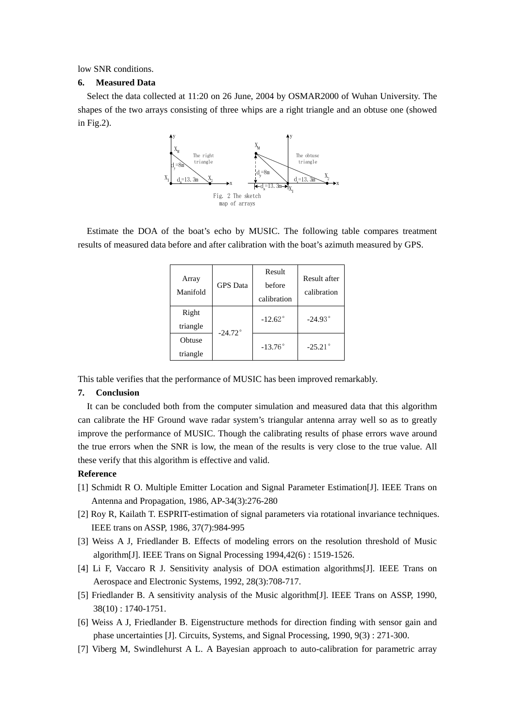low SNR conditions.

### 6. Measured Data

Select the data collected at 11:20 on 26 June, 2004 by OSMAR2000 of Wuhan University. The shapes of the two arrays consisting of three whips are a right triangle and an obtuse one (showed in Fig.2).

Fig. 2 The sketch map of arrays

Estimate the DOA of the boat's echo by MUSIC. The following table compares treatment results of measured data before and after calibration with the boat's azimuth measured by GPS.

| Array Manifold | GPS Data | Result before calibration | Result after calibration |
|---|---|---|---|
| Right triangle | -24.72° | -12.62° | -24.93° |
| Obtuse triangle | | -13.76° | -25.21° |

This table verifies that the performance of MUSIC has been improved remarkably.

### 7. Conclusion

It can be concluded both from the computer simulation and measured data that this algorithm can calibrate the HF Ground wave radar system's triangular antenna array well so as to greatly improve the performance of MUSIC. Though the calibrating results of phase errors wave around the true errors when the SNR is low, the mean of the results is very close to the true value. All these verify that this algorithm is effective and valid.

**Reference**

[1] Schmidt R O. Multiple Emitter Location and Signal Parameter Estimation[J]. IEEE Trans on Antenna and Propagation, 1986, AP-34(3):276-280

[2] Roy R, Kailath T. ESPRIT-estimation of signal parameters via rotational invariance techniques. IEEE trans on ASSP, 1986, 37(7):984-995

[3] Weiss A J, Friedlander B. Effects of modeling errors on the resolution threshold of Music algorithm[J]. IEEE Trans on Signal Processing 1994,42(6) : 1519-1526.

[4] Li F, Vaccaro R J. Sensitivity analysis of DOA estimation algorithms[J]. IEEE Trans on Aerospace and Electronic Systems, 1992, 28(3):708-717.

[5] Friedlander B. A sensitivity analysis of the Music algorithm[J]. IEEE Trans on ASSP, 1990, 38(10) : 1740-1751.

[6] Weiss A J, Friedlander B. Eigenstructure methods for direction finding with sensor gain and phase uncertainties [J]. Circuits, Systems, and Signal Processing, 1990, 9(3) : 271-300.

[7] Viberg M, Swindlehurst A L. A Bayesian approach to auto-calibration for parametric array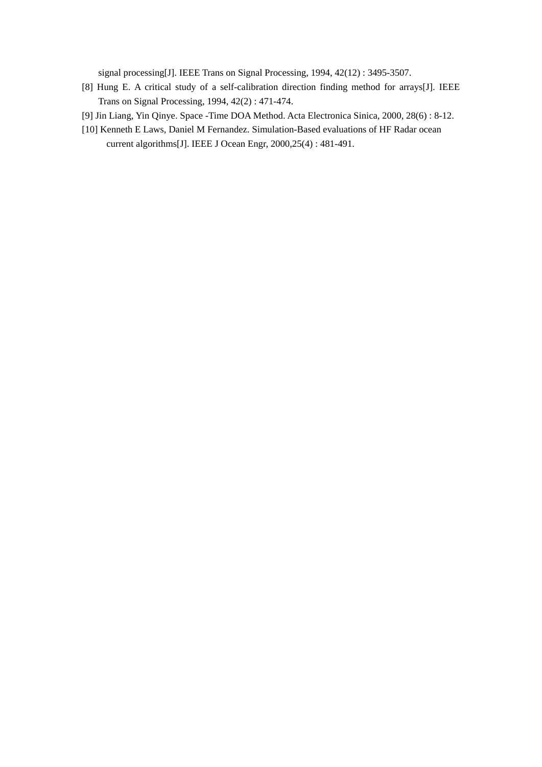signal processing[J]. IEEE Trans on Signal Processing, 1994, 42(12) : 3495-3507.

[8] Hung E. A critical study of a self-calibration direction finding method for arrays[J]. IEEE Trans on Signal Processing, 1994, 42(2) : 471-474.

[9] Jin Liang, Yin Qinye. Space -Time DOA Method. Acta Electronica Sinica, 2000, 28(6) : 8-12.

[10] Kenneth E Laws, Daniel M Fernandez. Simulation-Based evaluations of HF Radar ocean current algorithms[J]. IEEE J Ocean Engr, 2000,25(4) : 481-491.